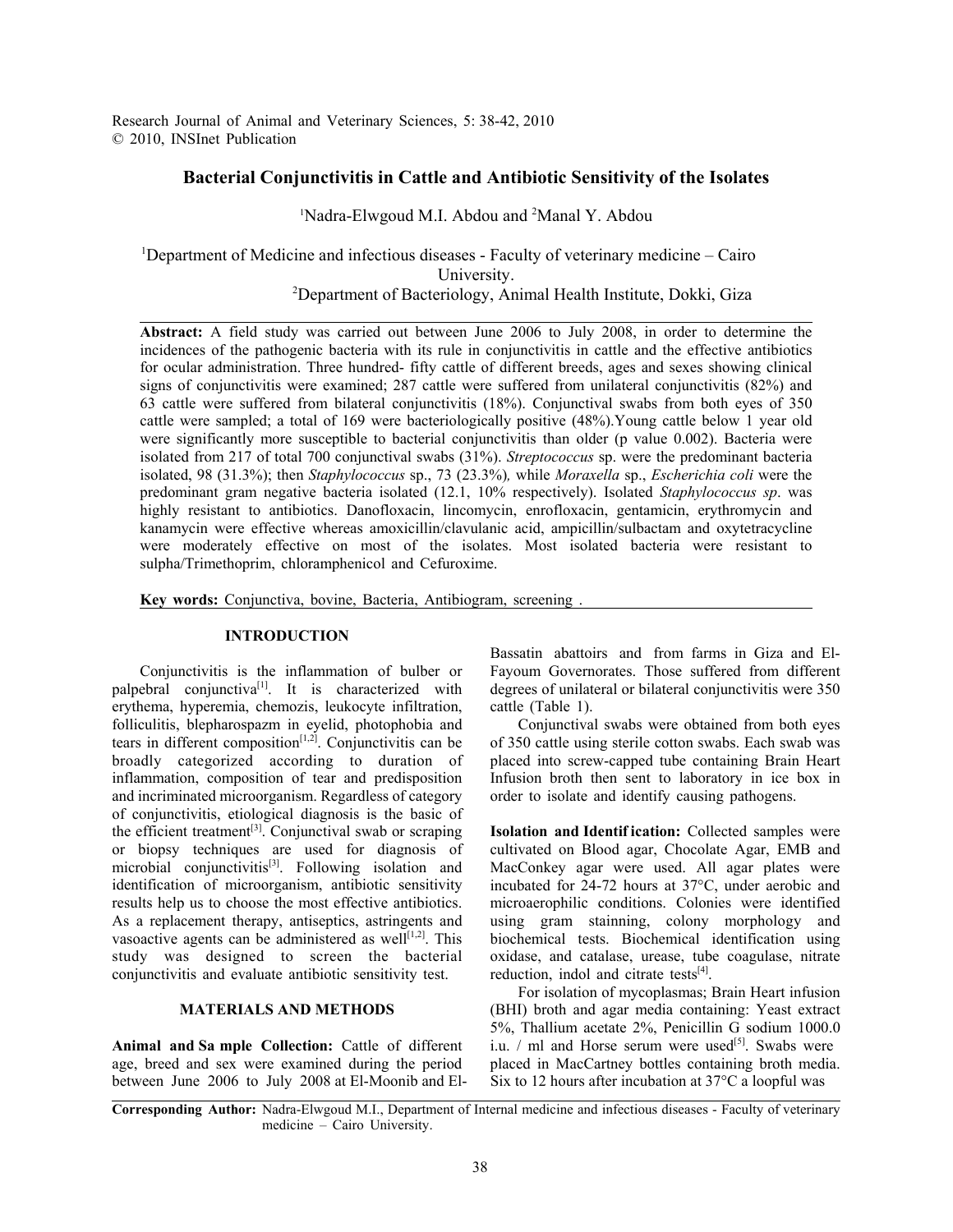# Bacterial Conjunctivitis in Cattle and Antibiotic Sensitivity of the Isolates

[1]Nadra-Elwgoud M.I. Abdou and [2]Manal Y. Abdou

[1]Department of Medicine and infectious diseases - Faculty of veterinary medicine – Cairo University.
[2]Department of Bacteriology, Animal Health Institute, Dokki, Giza

**Abstract:** A field study was carried out between June 2006 to July 2008, in order to determine the incidences of the pathogenic bacteria with its rule in conjunctivitis in cattle and the effective antibiotics for ocular administration. Three hundred- fifty cattle of different breeds, ages and sexes showing clinical signs of conjunctivitis were examined; 287 cattle were suffered from unilateral conjunctivitis (82%) and 63 cattle were suffered from bilateral conjunctivitis (18%). Conjunctival swabs from both eyes of 350 cattle were sampled; a total of 169 were bacteriologically positive (48%).Young cattle below 1 year old were significantly more susceptible to bacterial conjunctivitis than older (p value 0.002). Bacteria were isolated from 217 of total 700 conjunctival swabs (31%). *Streptococcus* sp. were the predominant bacteria isolated, 98 (31.3%); then *Staphylococcus* sp., 73 (23.3%), while *Moraxella* sp., *Escherichia coli* were the predominant gram negative bacteria isolated (12.1, 10% respectively). Isolated *Staphylococcus sp*. was highly resistant to antibiotics. Danofloxacin, lincomycin, enrofloxacin, gentamicin, erythromycin and kanamycin were effective whereas amoxicillin/clavulanic acid, ampicillin/sulbactam and oxytetracycline were moderately effective on most of the isolates. Most isolated bacteria were resistant to sulpha/Trimethoprim, chloramphenicol and Cefuroxime.

**Key words:** Conjunctiva, bovine, Bacteria, Antibiogram, screening .

## INTRODUCTION

Conjunctivitis is the inflammation of bulber or palpebral conjunctiva[1]. It is characterized with erythema, hyperemia, chemozis, leukocyte infiltration, folliculitis, blepharospazm in eyelid, photophobia and tears in different composition[1,2]. Conjunctivitis can be broadly categorized according to duration of inflammation, composition of tear and predisposition and incriminated microorganism. Regardless of category of conjunctivitis, etiological diagnosis is the basic of the efficient treatment[3]. Conjunctival swab or scraping or biopsy techniques are used for diagnosis of microbial conjunctivitis[3]. Following isolation and identification of microorganism, antibiotic sensitivity results help us to choose the most effective antibiotics. As a replacement therapy, antiseptics, astringents and vasoactive agents can be administered as well[1,2]. This study was designed to screen the bacterial conjunctivitis and evaluate antibiotic sensitivity test.

## MATERIALS AND METHODS

**Animal and Sample Collection:** Cattle of different age, breed and sex were examined during the period between June 2006 to July 2008 at El-Moonib and El-Bassatin abattoirs and from farms in Giza and El-Fayoum Governorates. Those suffered from different degrees of unilateral or bilateral conjunctivitis were 350 cattle (Table 1).

Conjunctival swabs were obtained from both eyes of 350 cattle using sterile cotton swabs. Each swab was placed into screw-capped tube containing Brain Heart Infusion broth then sent to laboratory in ice box in order to isolate and identify causing pathogens.

**Isolation and Identification:** Collected samples were cultivated on Blood agar, Chocolate Agar, EMB and MacConkey agar were used. All agar plates were incubated for 24-72 hours at 37°C, under aerobic and microaerophilic conditions. Colonies were identified using gram stainning, colony morphology and biochemical tests. Biochemical identification using oxidase, and catalase, urease, tube coagulase, nitrate reduction, indol and citrate tests[4].

For isolation of mycoplasmas; Brain Heart infusion (BHI) broth and agar media containing: Yeast extract 5%, Thallium acetate 2%, Penicillin G sodium 1000.0 i.u. / ml and Horse serum were used[5]. Swabs were placed in MacCartney bottles containing broth media. Six to 12 hours after incubation at 37°C a loopful was

**Corresponding Author:** Nadra-Elwgoud M.I., Department of Internal medicine and infectious diseases - Faculty of veterinary medicine – Cairo University.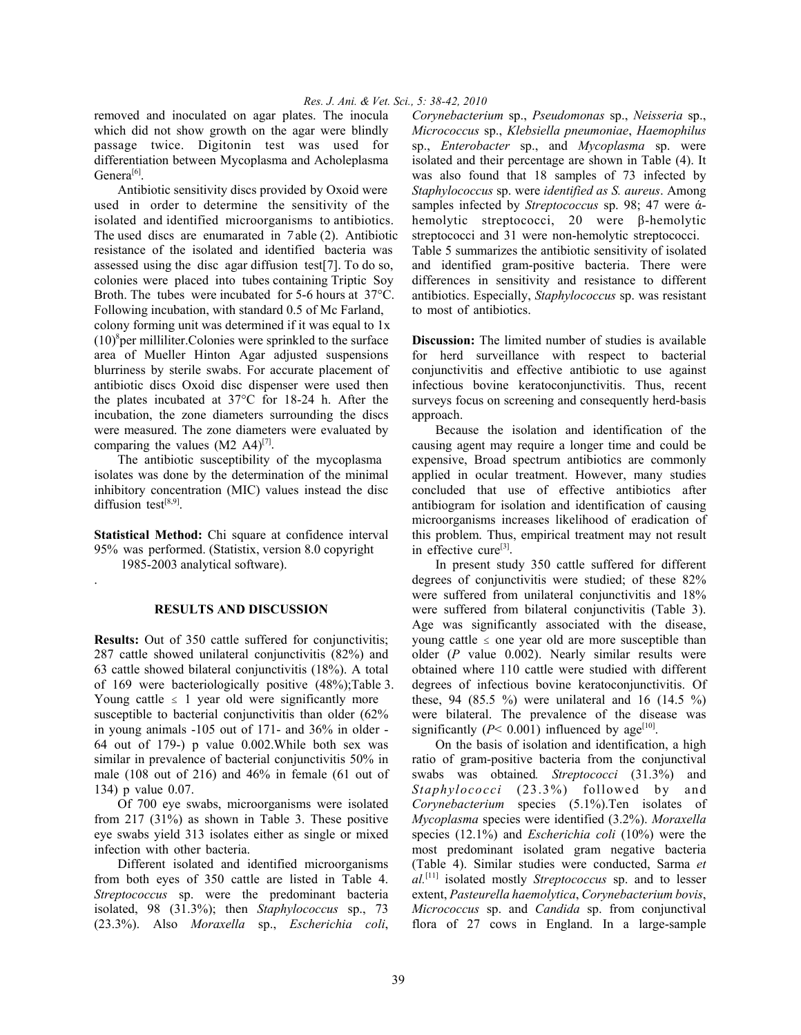removed and inoculated on agar plates. The inocula which did not show growth on the agar were blindly passage twice. Digitonin test was used for differentiation between Mycoplasma and Acholeplasma Genera[6].

Antibiotic sensitivity discs provided by Oxoid were used in order to determine the sensitivity of the isolated and identified microorganisms to antibiotics. The used discs are enumarated in 7able (2). Antibiotic resistance of the isolated and identified bacteria was assessed using the disc agar diffusion test[7]. To do so, colonies were placed into tubes containing Triptic Soy Broth. The tubes were incubated for 5-6 hours at 37°C. Following incubation, with standard 0.5 of Mc Farland, colony forming unit was determined if it was equal to $1x (10)^8$per milliliter.Colonies were sprinkled to the surface area of Mueller Hinton Agar adjusted suspensions blurriness by sterile swabs. For accurate placement of antibiotic discs Oxoid disc dispenser were used then the plates incubated at 37°C for 18-24 h. After the incubation, the zone diameters surrounding the discs were measured. The zone diameters were evaluated by comparing the values (M2 A4)[7].

The antibiotic susceptibility of the mycoplasma isolates was done by the determination of the minimal inhibitory concentration (MIC) values instead the disc diffusion test[8,9].

**Statistical Method:** Chi square at confidence interval 95% was performed. (Statistix, version 8.0 copyright 1985-2003 analytical software).

.

## RESULTS AND DISCUSSION

**Results:** Out of 350 cattle suffered for conjunctivitis; 287 cattle showed unilateral conjunctivitis (82%) and 63 cattle showed bilateral conjunctivitis (18%). A total of 169 were bacteriologically positive (48%);Table 3. Young cattle ≤ 1 year old were significantly more susceptible to bacterial conjunctivitis than older (62% in young animals -105 out of 171- and 36% in older - 64 out of 179-) p value 0.002.While both sex was similar in prevalence of bacterial conjunctivitis 50% in male (108 out of 216) and 46% in female (61 out of 134) p value 0.07.

Of 700 eye swabs, microorganisms were isolated from 217 (31%) as shown in Table 3. These positive eye swabs yield 313 isolates either as single or mixed infection with other bacteria.

Different isolated and identified microorganisms from both eyes of 350 cattle are listed in Table 4. *Streptococcus* sp. were the predominant bacteria isolated, 98 (31.3%); then *Staphylococcus* sp., 73 (23.3%). Also *Moraxella* sp., *Escherichia coli*, *Corynebacterium* sp., *Pseudomonas* sp., *Neisseria* sp., *Micrococcus* sp., *Klebsiella pneumoniae*, *Haemophilus* sp., *Enterobacter* sp., and *Mycoplasma* sp. were isolated and their percentage are shown in Table (4). It was also found that 18 samples of 73 infected by *Staphylococcus* sp. were *identified as S. aureus*. Among samples infected by *Streptococcus* sp. 98; 47 were ά-hemolytic streptococci, 20 were β-hemolytic streptococci and 31 were non-hemolytic streptococci. Table 5 summarizes the antibiotic sensitivity of isolated and identified gram-positive bacteria. There were differences in sensitivity and resistance to different antibiotics. Especially, *Staphylococcus* sp. was resistant to most of antibiotics.

**Discussion:** The limited number of studies is available for herd surveillance with respect to bacterial conjunctivitis and effective antibiotic to use against infectious bovine keratoconjunctivitis. Thus, recent surveys focus on screening and consequently herd-basis approach.

Because the isolation and identification of the causing agent may require a longer time and could be expensive, Broad spectrum antibiotics are commonly applied in ocular treatment. However, many studies concluded that use of effective antibiotics after antibiogram for isolation and identification of causing microorganisms increases likelihood of eradication of this problem. Thus, empirical treatment may not result in effective cure[3].

In present study 350 cattle suffered for different degrees of conjunctivitis were studied; of these 82% were suffered from unilateral conjunctivitis and 18% were suffered from bilateral conjunctivitis (Table 3). Age was significantly associated with the disease, young cattle ≤ one year old are more susceptible than older (*P* value 0.002). Nearly similar results were obtained where 110 cattle were studied with different degrees of infectious bovine keratoconjunctivitis. Of these, 94 (85.5 %) were unilateral and 16 (14.5 %) were bilateral. The prevalence of the disease was significantly ($P < 0.001$) influenced by age[10].

On the basis of isolation and identification, a high ratio of gram-positive bacteria from the conjunctival swabs was obtained*. Streptococci* (31.3%) and *Staphylococci* (23.3%) followed by and *Corynebacterium* species (5.1%).Ten isolates of *Mycoplasma* species were identified (3.2%). *Moraxella* species (12.1%) and *Escherichia coli* (10%) were the most predominant isolated gram negative bacteria (Table 4). Similar studies were conducted, Sarma *et al.*[11] isolated mostly *Streptococcus* sp. and to lesser extent, *Pasteurella haemolytica*, *Corynebacterium bovis*, *Micrococcus* sp. and *Candida* sp. from conjunctival flora of 27 cows in England. In a large-sample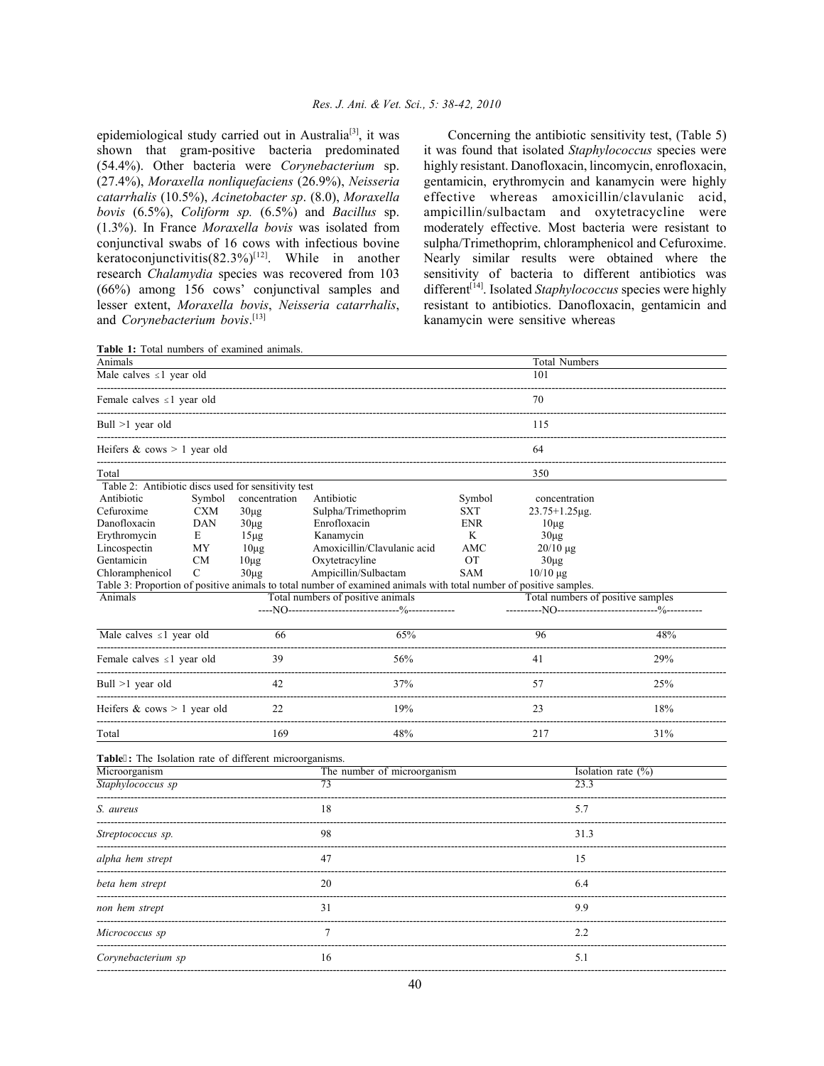epidemiological study carried out in Australia[3], it was shown that gram-positive bacteria predominated (54.4%). Other bacteria were *Corynebacterium* sp. (27.4%), *Moraxella nonliquefaciens* (26.9%), *Neisseria catarrhalis* (10.5%), *Acinetobacter sp*. (8.0), *Moraxella bovis* (6.5%), *Coliform sp.* (6.5%) and *Bacillus* sp. (1.3%). In France *Moraxella bovis* was isolated from conjunctival swabs of 16 cows with infectious bovine keratoconjunctivitis(82.3%)[12]. While in another research *Chalamydia* species was recovered from 103 (66%) among 156 cows' conjunctival samples and lesser extent, *Moraxella bovis*, *Neisseria catarrhalis*, and *Corynebacterium bovis*.[13]

Concerning the antibiotic sensitivity test, (Table 5) it was found that isolated *Staphylococcus* species were highly resistant. Danofloxacin, lincomycin, enrofloxacin, gentamicin, erythromycin and kanamycin were highly effective whereas amoxicillin/clavulanic acid, ampicillin/sulbactam and oxytetracycline were moderately effective. Most bacteria were resistant to sulpha/Trimethoprim, chloramphenicol and Cefuroxime. Nearly similar results were obtained where the sensitivity of bacteria to different antibiotics was different[14]. Isolated *Staphylococcus* species were highly resistant to antibiotics. Danofloxacin, gentamicin and kanamycin were sensitive whereas

**Table 1:** Total numbers of examined animals.

| Animals | Total Numbers |
|---|---|
| Male calves ≤1 year old | 101 |
| Female calves ≤1 year old | 70 |
| Bull >1 year old | 115 |
| Heifers & cows > 1 year old | 64 |
| Total | 350 |

Table 2: Antibiotic discs used for sensitivity test

| Antibiotic | Symbol | concentration | Antibiotic | Symbol | concentration |
|---|---|---|---|---|---|
| Cefuroxime | CXM | 30µg | Sulpha/Trimethoprim | SXT | 23.75+1.25µg. |
| Danofloxacin | DAN | 30µg | Enrofloxacin | ENR | 10µg |
| Erythromycin | E | 15µg | Kanamycin | K | 30µg |
| Lincospectin | MY | 10µg | Amoxicillin/Clavulanic acid | AMC | 20/10 µg |
| Gentamicin | CM | 10µg | Oxytetracyline | OT | 30µg |
| Chloramphenicol | C | 30µg | Ampicillin/Sulbactam | SAM | 10/10 µg |

Table 3: Proportion of positive animals to total number of examined animals with total number of positive samples.

| Animals | Total numbers of positive animals | | Total numbers of positive samples | |
|---|---|---|---|---|
| | NO | % | NO | % |
| Male calves ≤1 year old | 66 | 65% | 96 | 48% |
| Female calves ≤1 year old | 39 | 56% | 41 | 29% |
| Bull >1 year old | 42 | 37% | 57 | 25% |
| Heifers & cows > 1 year old | 22 | 19% | 23 | 18% |
| Total | 169 | 48% | 217 | 31% |

**Table :** The Isolation rate of different microorganisms.

| Microorganism | The number of microorganism | Isolation rate (%) |
|---|---|---|
| *Staphylococcus sp* | 73 | 23.3 |
| *S. aureus* | 18 | 5.7 |
| *Streptococcus sp.* | 98 | 31.3 |
| *alpha hem strept* | 47 | 15 |
| *beta hem strept* | 20 | 6.4 |
| *non hem strept* | 31 | 9.9 |
| *Micrococcus sp* | 7 | 2.2 |
| *Corynebacterium sp* | 16 | 5.1 |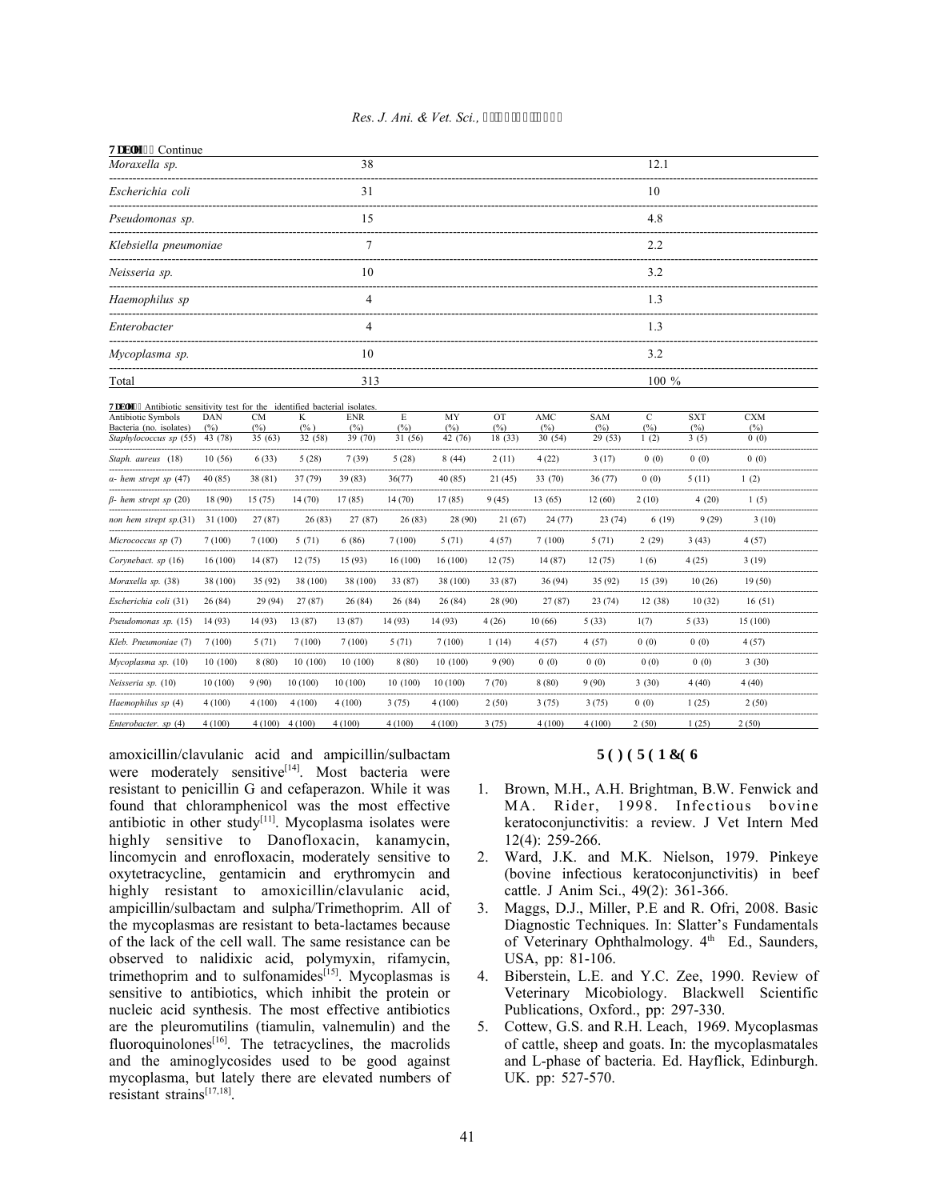Table 1: Continue

| | | |
|---|---|---|
| *Moraxella sp.* | 38 | 12.1 |
| *Escherichia coli* | 31 | 10 |
| *Pseudomonas sp.* | 15 | 4.8 |
| *Klebsiella pneumoniae* | 7 | 2.2 |
| *Neisseria sp.* | 10 | 3.2 |
| *Haemophilus sp* | 4 | 1.3 |
| *Enterobacter* | 4 | 1.3 |
| *Mycoplasma sp.* | 10 | 3.2 |
| Total | 313 | 100 % |

Table 2: Antibiotic sensitivity test for the identified bacterial isolates.

| Antibiotic Symbols Bacteria (no. isolates) | DAN (%) | CM (%) | K (%) | ENR (%) | E (%) | MY (%) | OT (%) | AMC (%) | SAM (%) | C (%) | SXT (%) | CXM (%) |
|---|---|---|---|---|---|---|---|---|---|---|---|---|
| *Staphylococcus sp* (55) | 43 (78) | 35 (63) | 32 (58) | 39 (70) | 31 (56) | 42 (76) | 18 (33) | 30 (54) | 29 (53) | 1 (2) | 3 (5) | 0 (0) |
| *Staph. aureus* (18) | 10 (56) | 6 (33) | 5 (28) | 7 (39) | 5 (28) | 8 (44) | 2 (11) | 4 (22) | 3 (17) | 0 (0) | 0 (0) | 0 (0) |
| *α- hem strept sp* (47) | 40 (85) | 38 (81) | 37 (79) | 39 (83) | 36(77) | 40 (85) | 21 (45) | 33 (70) | 36 (77) | 0 (0) | 5 (11) | 1 (2) |
| *β- hem strept sp* (20) | 18 (90) | 15 (75) | 14 (70) | 17 (85) | 14 (70) | 17 (85) | 9 (45) | 13 (65) | 12 (60) | 2 (10) | 4 (20) | 1 (5) |
| *non hem strept sp.*(31) | 31 (100) | 27 (87) | 26 (83) | 27 (87) | 26 (83) | 28 (90) | 21 (67) | 24 (77) | 23 (74) | 6 (19) | 9 (29) | 3 (10) |
| *Micrococcus sp* (7) | 7 (100) | 7 (100) | 5 (71) | 6 (86) | 7 (100) | 5 (71) | 4 (57) | 7 (100) | 5 (71) | 2 (29) | 3 (43) | 4 (57) |
| *Corynebact. sp* (16) | 16 (100) | 14 (87) | 12 (75) | 15 (93) | 16 (100) | 16 (100) | 12 (75) | 14 (87) | 12 (75) | 1 (6) | 4 (25) | 3 (19) |
| *Moraxella sp.* (38) | 38 (100) | 35 (92) | 38 (100) | 38 (100) | 33 (87) | 38 (100) | 33 (87) | 36 (94) | 35 (92) | 15 (39) | 10 (26) | 19 (50) |
| *Escherichia coli* (31) | 26 (84) | 29 (94) | 27 (87) | 26 (84) | 26 (84) | 26 (84) | 28 (90) | 27 (87) | 23 (74) | 12 (38) | 10 (32) | 16 (51) |
| *Pseudomonas sp.* (15) | 14 (93) | 14 (93) | 13 (87) | 13 (87) | 14 (93) | 14 (93) | 4 (26) | 10 (66) | 5 (33) | 1(7) | 5 (33) | 15 (100) |
| *Kleb. Pneumoniae* (7) | 7 (100) | 5 (71) | 7 (100) | 7 (100) | 5 (71) | 7 (100) | 1 (14) | 4 (57) | 4 (57) | 0 (0) | 0 (0) | 4 (57) |
| *Mycoplasma sp.* (10) | 10 (100) | 8 (80) | 10 (100) | 10 (100) | 8 (80) | 10 (100) | 9 (90) | 0 (0) | 0 (0) | 0 (0) | 0 (0) | 3 (30) |
| *Neisseria sp.* (10) | 10 (100) | 9 (90) | 10 (100) | 10 (100) | 10 (100) | 10 (100) | 7 (70) | 8 (80) | 9 (90) | 3 (30) | 4 (40) | 4 (40) |
| *Haemophilus sp* (4) | 4 (100) | 4 (100) | 4 (100) | 4 (100) | 3 (75) | 4 (100) | 2 (50) | 3 (75) | 3 (75) | 0 (0) | 1 (25) | 2 (50) |
| *Enterobacter. sp* (4) | 4 (100) | 4 (100) | 4 (100) | 4 (100) | 4 (100) | 4 (100) | 3 (75) | 4 (100) | 4 (100) | 2 (50) | 1 (25) | 2 (50) |

amoxicillin/clavulanic acid and ampicillin/sulbactam were moderately sensitive[14]. Most bacteria were resistant to penicillin G and cefaperazon. While it was found that chloramphenicol was the most effective antibiotic in other study[11]. Mycoplasma isolates were highly sensitive to Danofloxacin, kanamycin, lincomycin and enrofloxacin, moderately sensitive to oxytetracycline, gentamicin and erythromycin and highly resistant to amoxicillin/clavulanic acid, ampicillin/sulbactam and sulpha/Trimethoprim. All of the mycoplasmas are resistant to beta-lactames because of the lack of the cell wall. The same resistance can be observed to nalidixic acid, polymyxin, rifamycin, trimethoprim and to sulfonamides[15]. Mycoplasmas is sensitive to antibiotics, which inhibit the protein or nucleic acid synthesis. The most effective antibiotics are the pleuromutilins (tiamulin, valnemulin) and the fluoroquinolones[16]. The tetracyclines, the macrolids and the aminoglycosides used to be good against mycoplasma, but lately there are elevated numbers of resistant strains[17,18].

## REFERENCES

1. Brown, M.H., A.H. Brightman, B.W. Fenwick and MA. Rider, 1998. Infectious bovine keratoconjunctivitis: a review. J Vet Intern Med 12(4): 259-266.
2. Ward, J.K. and M.K. Nielson, 1979. Pinkeye (bovine infectious keratoconjunctivitis) in beef cattle. J Anim Sci., 49(2): 361-366.
3. Maggs, D.J., Miller, P.E and R. Ofri, 2008. Basic Diagnostic Techniques. In: Slatter's Fundamentals of Veterinary Ophthalmology. 4th Ed., Saunders, USA, pp: 81-106.
4. Biberstein, L.E. and Y.C. Zee, 1990. Review of Veterinary Micobiology. Blackwell Scientific Publications, Oxford., pp: 297-330.
5. Cottew, G.S. and R.H. Leach, 1969. Mycoplasmas of cattle, sheep and goats. In: the mycoplasmatales and L-phase of bacteria. Ed. Hayflick, Edinburgh. UK. pp: 527-570.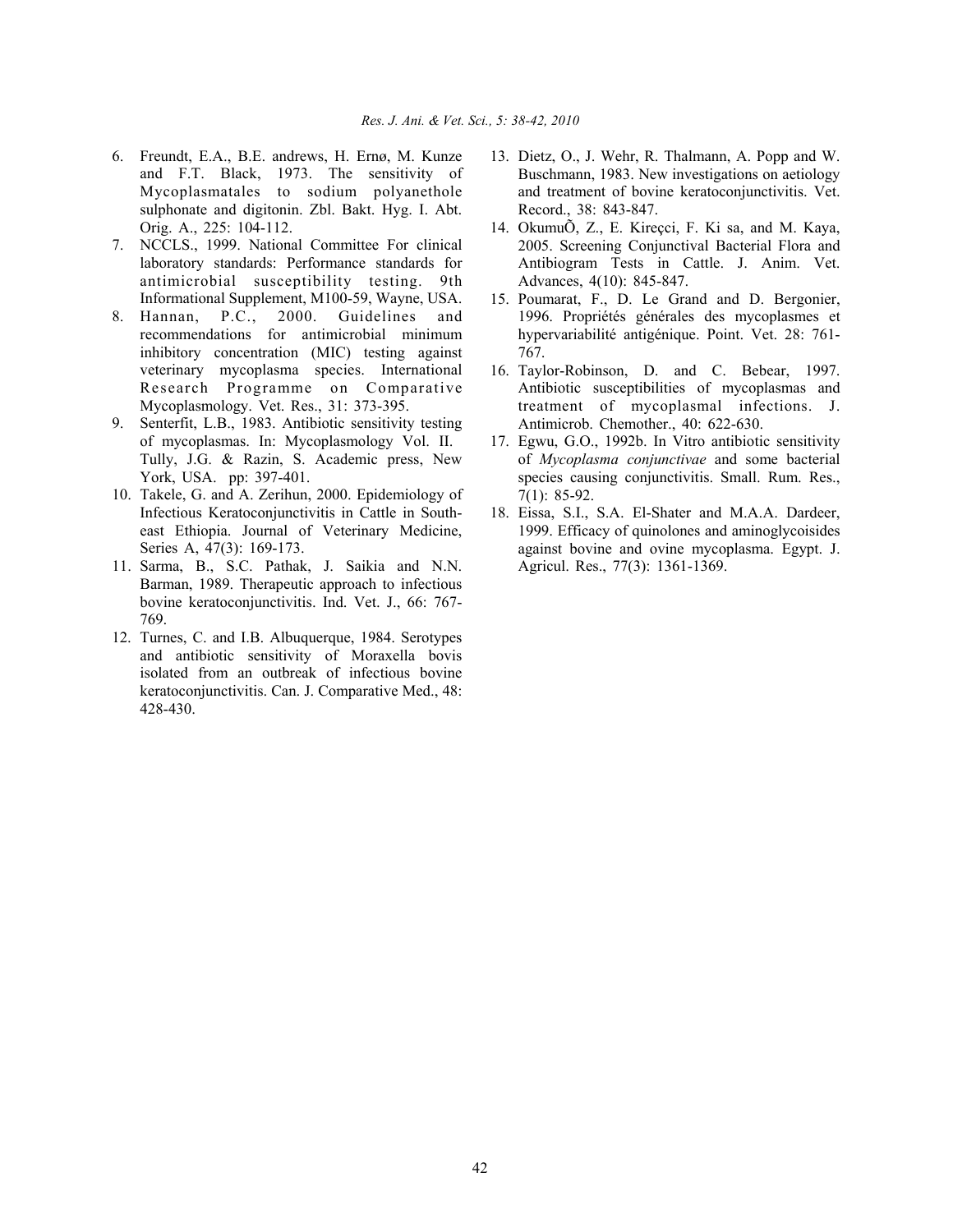6. Freundt, E.A., B.E. andrews, H. Ernø, M. Kunze and F.T. Black, 1973. The sensitivity of Mycoplasmatales to sodium polyanethole sulphonate and digitonin. Zbl. Bakt. Hyg. I. Abt. Orig. A., 225: 104-112.
7. NCCLS., 1999. National Committee For clinical laboratory standards: Performance standards for antimicrobial susceptibility testing. 9th Informational Supplement, M100-59, Wayne, USA.
8. Hannan, P.C., 2000. Guidelines and recommendations for antimicrobial minimum inhibitory concentration (MIC) testing against veterinary mycoplasma species. International Research Programme on Comparative Mycoplasmology. Vet. Res., 31: 373-395.
9. Senterfit, L.B., 1983. Antibiotic sensitivity testing of mycoplasmas. In: Mycoplasmology Vol. II. Tully, J.G. & Razin, S. Academic press, New York, USA. pp: 397-401.
10. Takele, G. and A. Zerihun, 2000. Epidemiology of Infectious Keratoconjunctivitis in Cattle in South-east Ethiopia. Journal of Veterinary Medicine, Series A, 47(3): 169-173.
11. Sarma, B., S.C. Pathak, J. Saikia and N.N. Barman, 1989. Therapeutic approach to infectious bovine keratoconjunctivitis. Ind. Vet. J., 66: 767-769.
12. Turnes, C. and I.B. Albuquerque, 1984. Serotypes and antibiotic sensitivity of Moraxella bovis isolated from an outbreak of infectious bovine keratoconjunctivitis. Can. J. Comparative Med., 48: 428-430.
13. Dietz, O., J. Wehr, R. Thalmann, A. Popp and W. Buschmann, 1983. New investigations on aetiology and treatment of bovine keratoconjunctivitis. Vet. Record., 38: 843-847.
14. OkumuÕ, Z., E. Kireçci, F. Ki sa, and M. Kaya, 2005. Screening Conjunctival Bacterial Flora and Antibiogram Tests in Cattle. J. Anim. Vet. Advances, 4(10): 845-847.
15. Poumarat, F., D. Le Grand and D. Bergonier, 1996. Propriétés générales des mycoplasmes et hypervariabilité antigénique. Point. Vet. 28: 761-767.
16. Taylor-Robinson, D. and C. Bebear, 1997. Antibiotic susceptibilities of mycoplasmas and treatment of mycoplasmal infections. J. Antimicrob. Chemother., 40: 622-630.
17. Egwu, G.O., 1992b. In Vitro antibiotic sensitivity of *Mycoplasma conjunctivae* and some bacterial species causing conjunctivitis. Small. Rum. Res., 7(1): 85-92.
18. Eissa, S.I., S.A. El-Shater and M.A.A. Dardeer, 1999. Efficacy of quinolones and aminoglycoisides against bovine and ovine mycoplasma. Egypt. J. Agricul. Res., 77(3): 1361-1369.